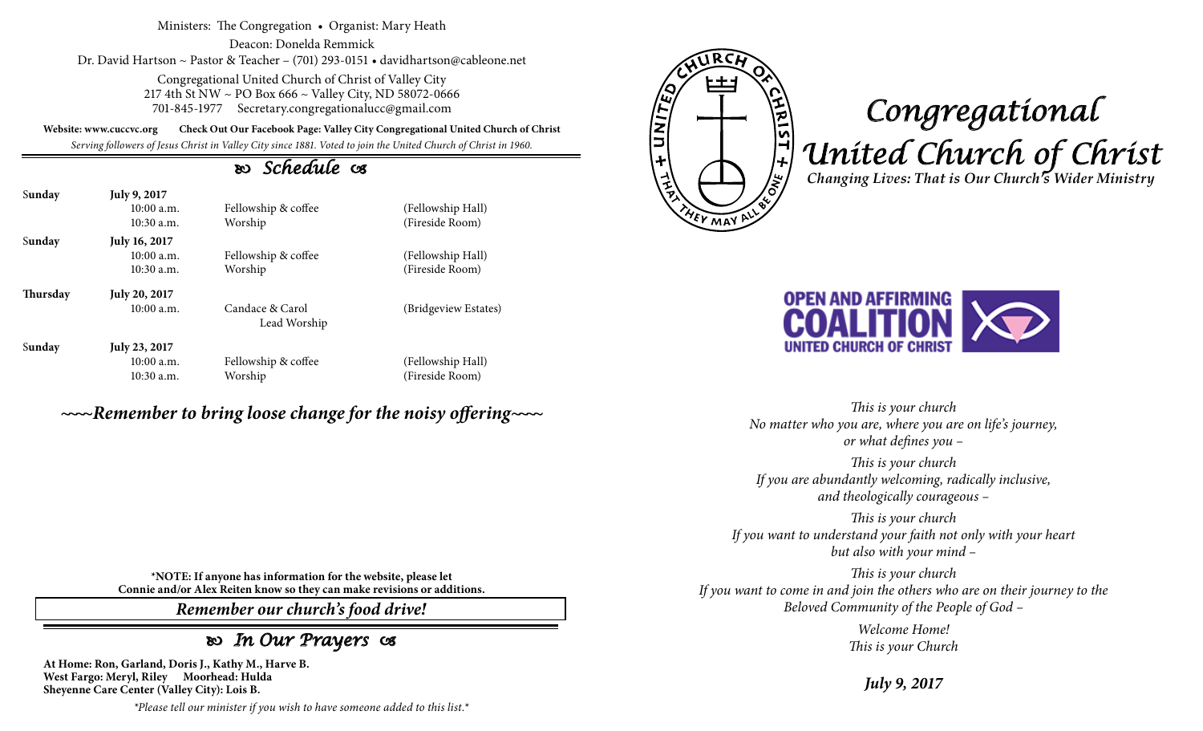Ministers: The Congregation • Organist: Mary Heath

Deacon: Donelda Remmick

Dr. David Hartson ~ Pastor & Teacher – (701) 293-0151 • davidhartson@cableone.net

Congregational United Church of Christ of Valley City
217 4th St NW ~ PO Box 666 ~ Valley City, ND 58072-0666
701-845-1977 Secretary.congregationalucc@gmail.com

**Website: www.cuccvc.org** **Check Out Our Facebook Page: Valley City Congregational United Church of Christ**

*Serving followers of Jesus Christ in Valley City since 1881. Voted to join the United Church of Christ in 1960.*

## Schedule

| | | | |
|---|---|---|---|
| **Sunday** | **July 9, 2017** | | |
| | 10:00 a.m. | Fellowship & coffee | (Fellowship Hall) |
| | 10:30 a.m. | Worship | (Fireside Room) |
| **Sunday** | **July 16, 2017** | | |
| | 10:00 a.m. | Fellowship & coffee | (Fellowship Hall) |
| | 10:30 a.m. | Worship | (Fireside Room) |
| **Thursday** | **July 20, 2017** | | |
| | 10:00 a.m. | Candace & Carol Lead Worship | (Bridgeview Estates) |
| **Sunday** | **July 23, 2017** | | |
| | 10:00 a.m. | Fellowship & coffee | (Fellowship Hall) |
| | 10:30 a.m. | Worship | (Fireside Room) |

***~~~~Remember to bring loose change for the noisy offering~~~~***

**\*NOTE: If anyone has information for the website, please let Connie and/or Alex Reiten know so they can make revisions or additions.**

***Remember our church's food drive!***

## In Our Prayers

**At Home: Ron, Garland, Doris J., Kathy M., Harve B.**
**West Fargo: Meryl, Riley Moorhead: Hulda**
**Sheyenne Care Center (Valley City): Lois B.**

*\*Please tell our minister if you wish to have someone added to this list.\**

# Congregational United Church of Christ

***Changing Lives: That is Our Church's Wider Ministry***

OPEN AND AFFIRMING COALITION
UNITED CHURCH OF CHRIST

*This is your church*
*No matter who you are, where you are on life's journey, or what defines you –*

*This is your church*
*If you are abundantly welcoming, radically inclusive, and theologically courageous –*

*This is your church*
*If you want to understand your faith not only with your heart but also with your mind –*

*This is your church*
*If you want to come in and join the others who are on their journey to the Beloved Community of the People of God –*

*Welcome Home!*
*This is your Church*

***July 9, 2017***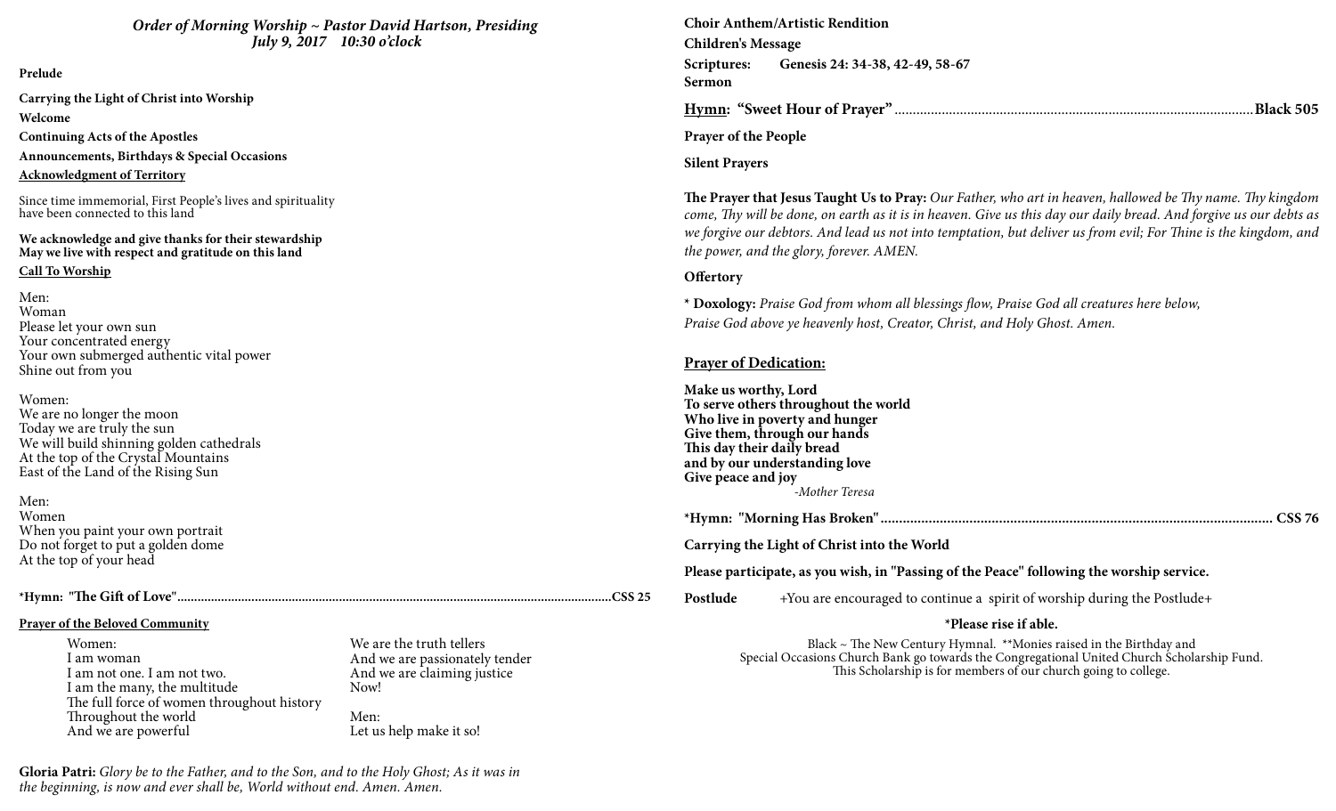### *Order of Morning Worship ~ Pastor David Hartson, Presiding*
### *July 9, 2017 10:30 o'clock*

**Prelude**

**Carrying the Light of Christ into Worship**

**Welcome**

**Continuing Acts of the Apostles**

**Announcements, Birthdays & Special Occasions**

**Acknowledgment of Territory**

Since time immemorial, First People's lives and spirituality
have been connected to this land

**We acknowledge and give thanks for their stewardship**
**May we live with respect and gratitude on this land**

**Call To Worship**

Men:
Woman
Please let your own sun
Your concentrated energy
Your own submerged authentic vital power
Shine out from you

Women:
We are no longer the moon
Today we are truly the sun
We will build shinning golden cathedrals
At the top of the Crystal Mountains
East of the Land of the Rising Sun

Men:
Women
When you paint your own portrait
Do not forget to put a golden dome
At the top of your head

*Hymn: "The Gift of Love".............................................................................................CSS 25

**Prayer of the Beloved Community**

Women:
I am woman
I am not one. I am not two.
I am the many, the multitude
The full force of women throughout history
Throughout the world
And we are powerful

We are the truth tellers
And we are passionately tender
And we are claiming justice
Now!

Men:
Let us help make it so!

**Gloria Patri:** *Glory be to the Father, and to the Son, and to the Holy Ghost; As it was in the beginning, is now and ever shall be, World without end. Amen. Amen.*

**Choir Anthem/Artistic Rendition**

**Children's Message**

**Scriptures:** **Genesis 24: 34-38, 42-49, 58-67**

**Sermon**

**Hymn: "Sweet Hour of Prayer"**.................................................................................**Black 505**

**Prayer of the People**

**Silent Prayers**

**The Prayer that Jesus Taught Us to Pray:** *Our Father, who art in heaven, hallowed be Thy name. Thy kingdom come, Thy will be done, on earth as it is in heaven. Give us this day our daily bread. And forgive us our debts as we forgive our debtors. And lead us not into temptation, but deliver us from evil; For Thine is the kingdom, and the power, and the glory, forever. AMEN.*

**Offertory**

* **Doxology:** *Praise God from whom all blessings flow, Praise God all creatures here below,*
*Praise God above ye heavenly host, Creator, Christ, and Holy Ghost. Amen.*

**Prayer of Dedication:**

**Make us worthy, Lord**
**To serve others throughout the world**
**Who live in poverty and hunger**
**Give them, through our hands**
**This day their daily bread**
**and by our understanding love**
**Give peace and joy**
*-Mother Teresa*

*Hymn: "Morning Has Broken".......................................................................................... CSS 76

**Carrying the Light of Christ into the World**

**Please participate, as you wish, in "Passing of the Peace" following the worship service.**

**Postlude** +You are encouraged to continue a spirit of worship during the Postlude+

***Please rise if able.**

Black ~ The New Century Hymnal. **Monies raised in the Birthday and Special Occasions Church Bank go towards the Congregational United Church Scholarship Fund. This Scholarship is for members of our church going to college.